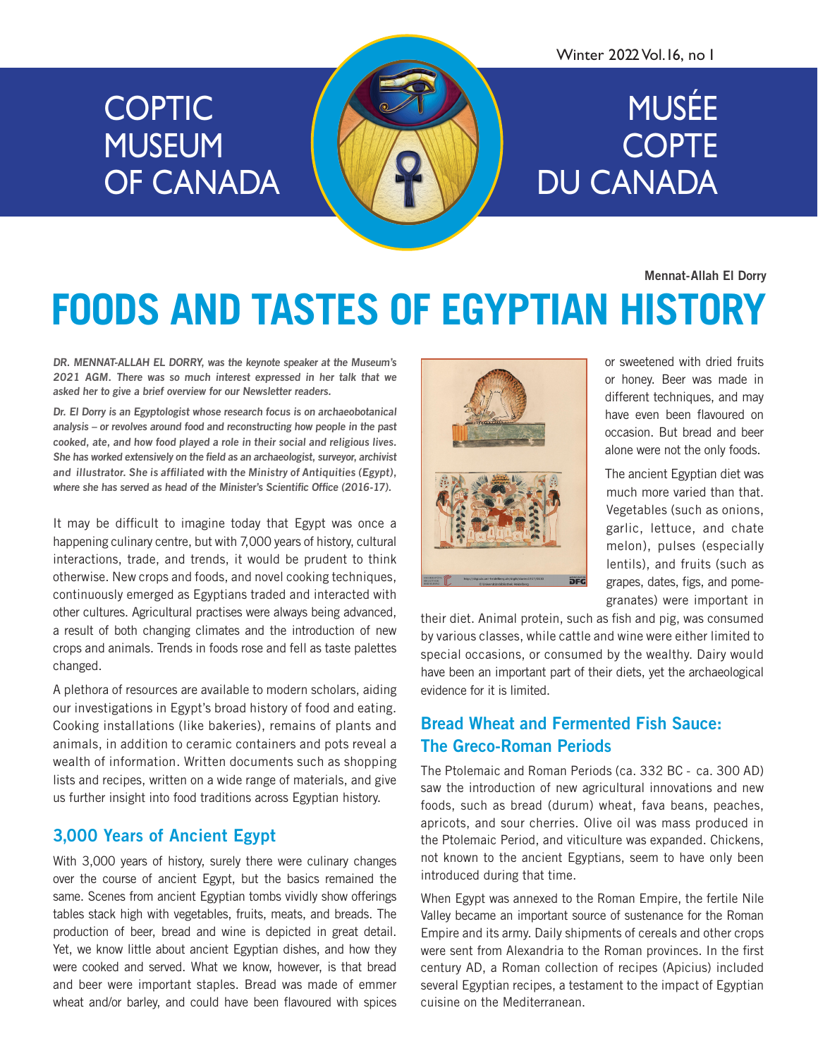Winter 2022 Vol.16, no 1

# COPTIC MUSEUM OF CANADA

# MUSÉE COPTE DU CANADA

**Mennat-Allah El Dorry**

# FOODS AND TASTES OF EGYPTIAN HISTORY

***DR. MENNAT-ALLAH EL DORRY, was the keynote speaker at the Museum's 2021 AGM. There was so much interest expressed in her talk that we asked her to give a brief overview for our Newsletter readers.***

***Dr. El Dorry is an Egyptologist whose research focus is on archaeobotanical analysis – or revolves around food and reconstructing how people in the past cooked, ate, and how food played a role in their social and religious lives. She has worked extensively on the field as an archaeologist, surveyor, archivist and illustrator. She is affiliated with the Ministry of Antiquities (Egypt), where she has served as head of the Minister's Scientific Office (2016-17).***

It may be difficult to imagine today that Egypt was once a happening culinary centre, but with 7,000 years of history, cultural interactions, trade, and trends, it would be prudent to think otherwise. New crops and foods, and novel cooking techniques, continuously emerged as Egyptians traded and interacted with other cultures. Agricultural practises were always being advanced, a result of both changing climates and the introduction of new crops and animals. Trends in foods rose and fell as taste palettes changed.

A plethora of resources are available to modern scholars, aiding our investigations in Egypt's broad history of food and eating. Cooking installations (like bakeries), remains of plants and animals, in addition to ceramic containers and pots reveal a wealth of information. Written documents such as shopping lists and recipes, written on a wide range of materials, and give us further insight into food traditions across Egyptian history.

## 3,000 Years of Ancient Egypt

With 3,000 years of history, surely there were culinary changes over the course of ancient Egypt, but the basics remained the same. Scenes from ancient Egyptian tombs vividly show offerings tables stack high with vegetables, fruits, meats, and breads. The production of beer, bread and wine is depicted in great detail. Yet, we know little about ancient Egyptian dishes, and how they were cooked and served. What we know, however, is that bread and beer were important staples. Bread was made of emmer wheat and/or barley, and could have been flavoured with spices or sweetened with dried fruits or honey. Beer was made in different techniques, and may have even been flavoured on occasion. But bread and beer alone were not the only foods.

The ancient Egyptian diet was much more varied than that. Vegetables (such as onions, garlic, lettuce, and chate melon), pulses (especially lentils), and fruits (such as grapes, dates, figs, and pomegranates) were important in their diet. Animal protein, such as fish and pig, was consumed by various classes, while cattle and wine were either limited to special occasions, or consumed by the wealthy. Dairy would have been an important part of their diets, yet the archaeological evidence for it is limited.

## Bread Wheat and Fermented Fish Sauce: The Greco-Roman Periods

The Ptolemaic and Roman Periods (ca. 332 BC - ca. 300 AD) saw the introduction of new agricultural innovations and new foods, such as bread (durum) wheat, fava beans, peaches, apricots, and sour cherries. Olive oil was mass produced in the Ptolemaic Period, and viticulture was expanded. Chickens, not known to the ancient Egyptians, seem to have only been introduced during that time.

When Egypt was annexed to the Roman Empire, the fertile Nile Valley became an important source of sustenance for the Roman Empire and its army. Daily shipments of cereals and other crops were sent from Alexandria to the Roman provinces. In the first century AD, a Roman collection of recipes (Apicius) included several Egyptian recipes, a testament to the impact of Egyptian cuisine on the Mediterranean.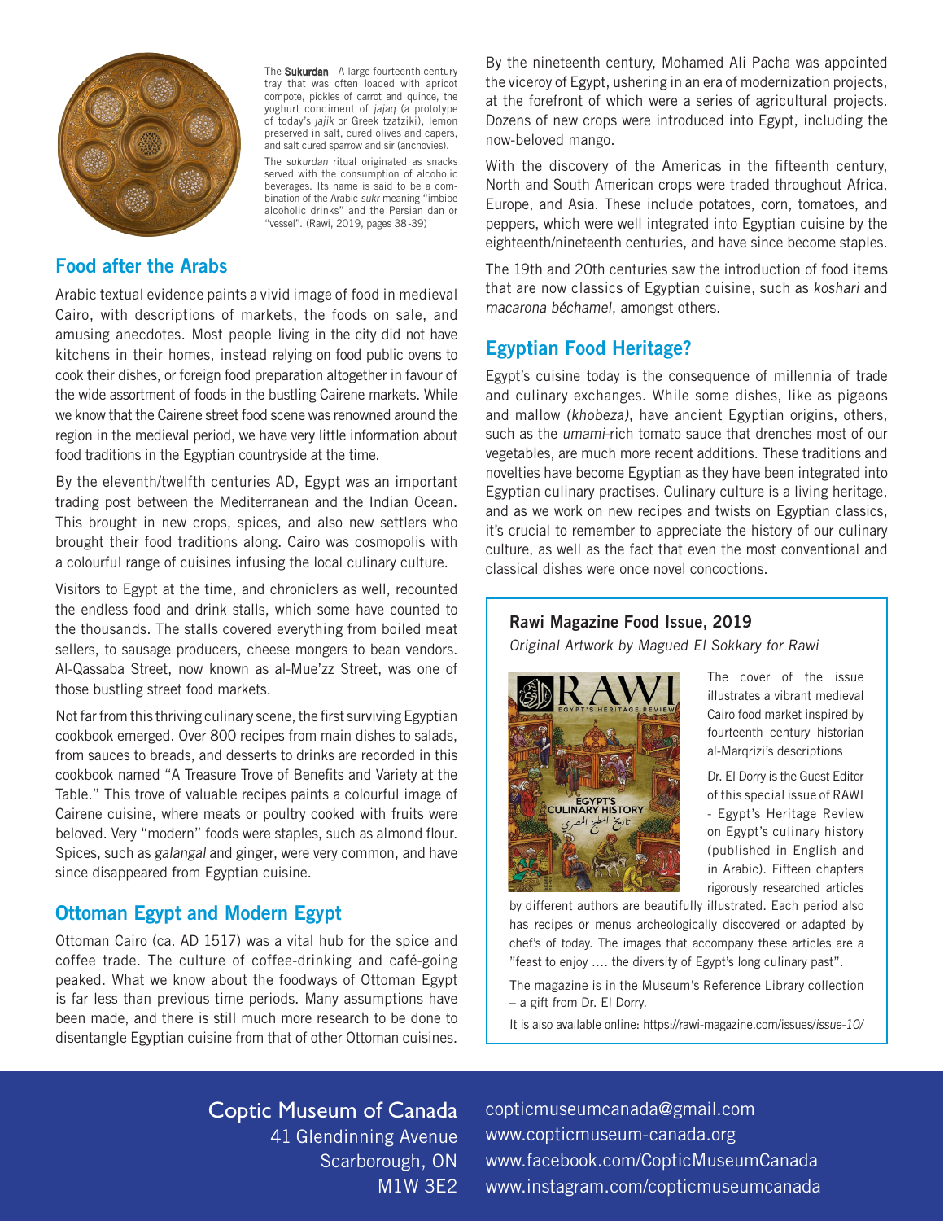The **Sukurdan** - A large fourteenth century tray that was often loaded with apricot compote, pickles of carrot and quince, the yoghurt condiment of *jajaq* (a prototype of today's *jajik* or Greek tzatziki), lemon preserved in salt, cured olives and capers, and salt cured sparrow and sir (anchovies).

The *sukurdan* ritual originated as snacks served with the consumption of alcoholic beverages. Its name is said to be a combination of the Arabic *sukr* meaning "imbibe alcoholic drinks" and the Persian dan or "vessel". (Rawi, 2019, pages 38-39)

## Food after the Arabs

Arabic textual evidence paints a vivid image of food in medieval Cairo, with descriptions of markets, the foods on sale, and amusing anecdotes. Most people living in the city did not have kitchens in their homes, instead relying on food public ovens to cook their dishes, or foreign food preparation altogether in favour of the wide assortment of foods in the bustling Cairene markets. While we know that the Cairene street food scene was renowned around the region in the medieval period, we have very little information about food traditions in the Egyptian countryside at the time.

By the eleventh/twelfth centuries AD, Egypt was an important trading post between the Mediterranean and the Indian Ocean. This brought in new crops, spices, and also new settlers who brought their food traditions along. Cairo was cosmopolis with a colourful range of cuisines infusing the local culinary culture.

Visitors to Egypt at the time, and chroniclers as well, recounted the endless food and drink stalls, which some have counted to the thousands. The stalls covered everything from boiled meat sellers, to sausage producers, cheese mongers to bean vendors. Al-Qassaba Street, now known as al-Mue'zz Street, was one of those bustling street food markets.

Not far from this thriving culinary scene, the first surviving Egyptian cookbook emerged. Over 800 recipes from main dishes to salads, from sauces to breads, and desserts to drinks are recorded in this cookbook named "A Treasure Trove of Benefits and Variety at the Table." This trove of valuable recipes paints a colourful image of Cairene cuisine, where meats or poultry cooked with fruits were beloved. Very "modern" foods were staples, such as almond flour. Spices, such as *galangal* and ginger, were very common, and have since disappeared from Egyptian cuisine.

## Ottoman Egypt and Modern Egypt

Ottoman Cairo (ca. AD 1517) was a vital hub for the spice and coffee trade. The culture of coffee-drinking and café-going peaked. What we know about the foodways of Ottoman Egypt is far less than previous time periods. Many assumptions have been made, and there is still much more research to be done to disentangle Egyptian cuisine from that of other Ottoman cuisines.

By the nineteenth century, Mohamed Ali Pacha was appointed the viceroy of Egypt, ushering in an era of modernization projects, at the forefront of which were a series of agricultural projects. Dozens of new crops were introduced into Egypt, including the now-beloved mango.

With the discovery of the Americas in the fifteenth century, North and South American crops were traded throughout Africa, Europe, and Asia. These include potatoes, corn, tomatoes, and peppers, which were well integrated into Egyptian cuisine by the eighteenth/nineteenth centuries, and have since become staples.

The 19th and 20th centuries saw the introduction of food items that are now classics of Egyptian cuisine, such as *koshari* and *macarona béchamel*, amongst others.

## Egyptian Food Heritage?

Egypt's cuisine today is the consequence of millennia of trade and culinary exchanges. While some dishes, like as pigeons and mallow (*khobeza*), have ancient Egyptian origins, others, such as the *umami*-rich tomato sauce that drenches most of our vegetables, are much more recent additions. These traditions and novelties have become Egyptian as they have been integrated into Egyptian culinary practises. Culinary culture is a living heritage, and as we work on new recipes and twists on Egyptian classics, it's crucial to remember to appreciate the history of our culinary culture, as well as the fact that even the most conventional and classical dishes were once novel concoctions.

**Rawi Magazine Food Issue, 2019**

*Original Artwork by Magued El Sokkary for Rawi*

The cover of the issue illustrates a vibrant medieval Cairo food market inspired by fourteenth century historian al-Marqrizi's descriptions

Dr. El Dorry is the Guest Editor of this special issue of RAWI - Egypt's Heritage Review on Egypt's culinary history (published in English and in Arabic). Fifteen chapters rigorously researched articles by different authors are beautifully illustrated. Each period also has recipes or menus archeologically discovered or adapted by chef's of today. The images that accompany these articles are a "feast to enjoy .... the diversity of Egypt's long culinary past".

The magazine is in the Museum's Reference Library collection – a gift from Dr. El Dorry.

It is also available online: https://rawi-magazine.com/issues/*issue-10/*

Coptic Museum of Canada
41 Glendinning Avenue
Scarborough, ON
M1W 3E2

copticmuseumcanada@gmail.com
www.copticmuseum-canada.org
www.facebook.com/CopticMuseumCanada
www.instagram.com/copticmuseumcanada